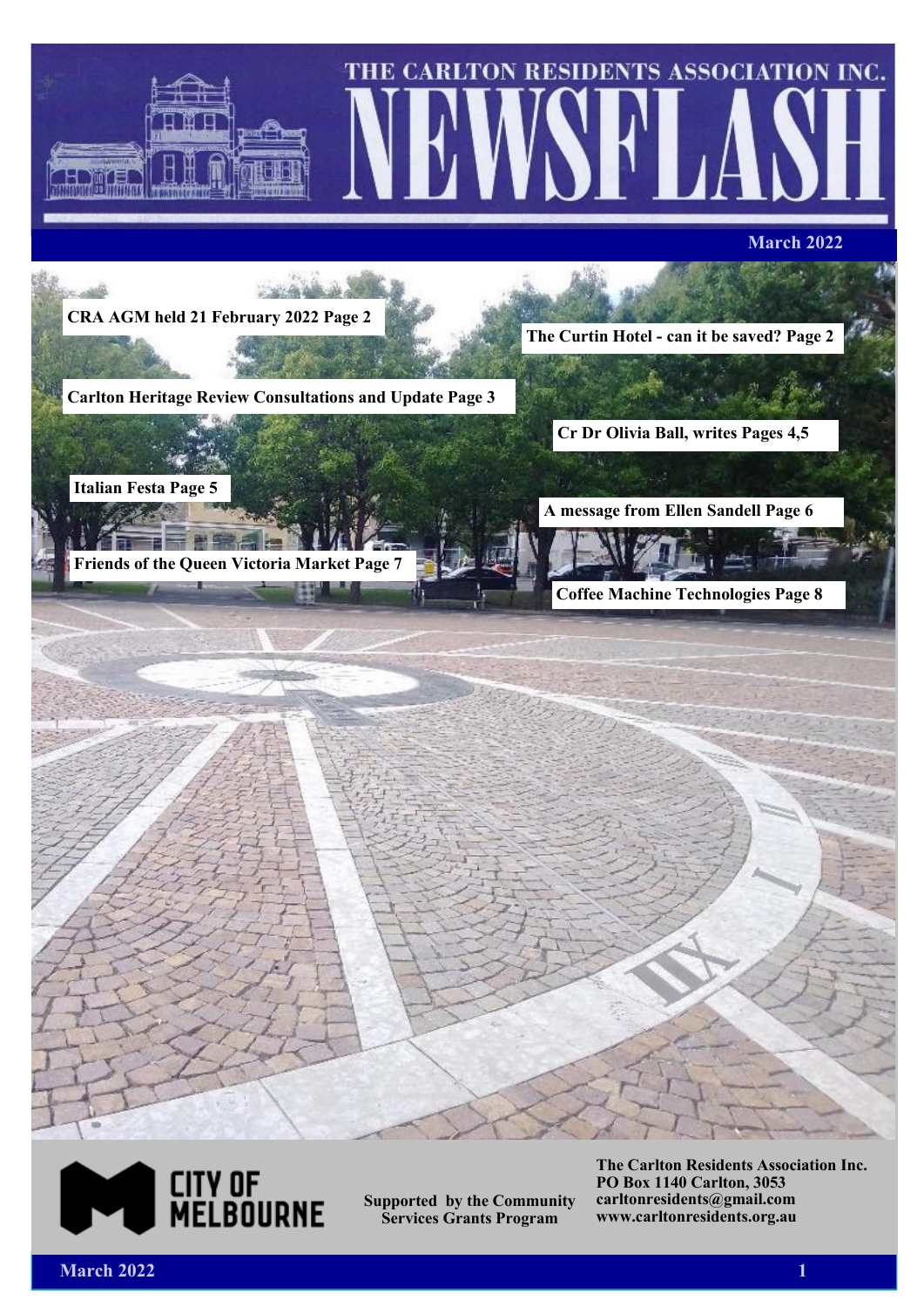# THE CARLTON RESIDENTS ASSOCIATION INC. NEWSFLASH

**March 2022**

**CRA AGM held 21 February 2022 Page 2**

**The Curtin Hotel - can it be saved? Page 2**

**Carlton Heritage Review Consultations and Update Page 3**

**Cr Dr Olivia Ball, writes Pages 4,5**

**Italian Festa Page 5**

**A message from Ellen Sandell Page 6**

**Friends of the Queen Victoria Market Page 7**

**Coffee Machine Technologies Page 8**

CITY OF MELBOURNE

**Supported by the Community Services Grants Program**

**The Carlton Residents Association Inc.**
**PO Box 1140 Carlton, 3053**
**carltonresidents@gmail.com**
**www.carltonresidents.org.au**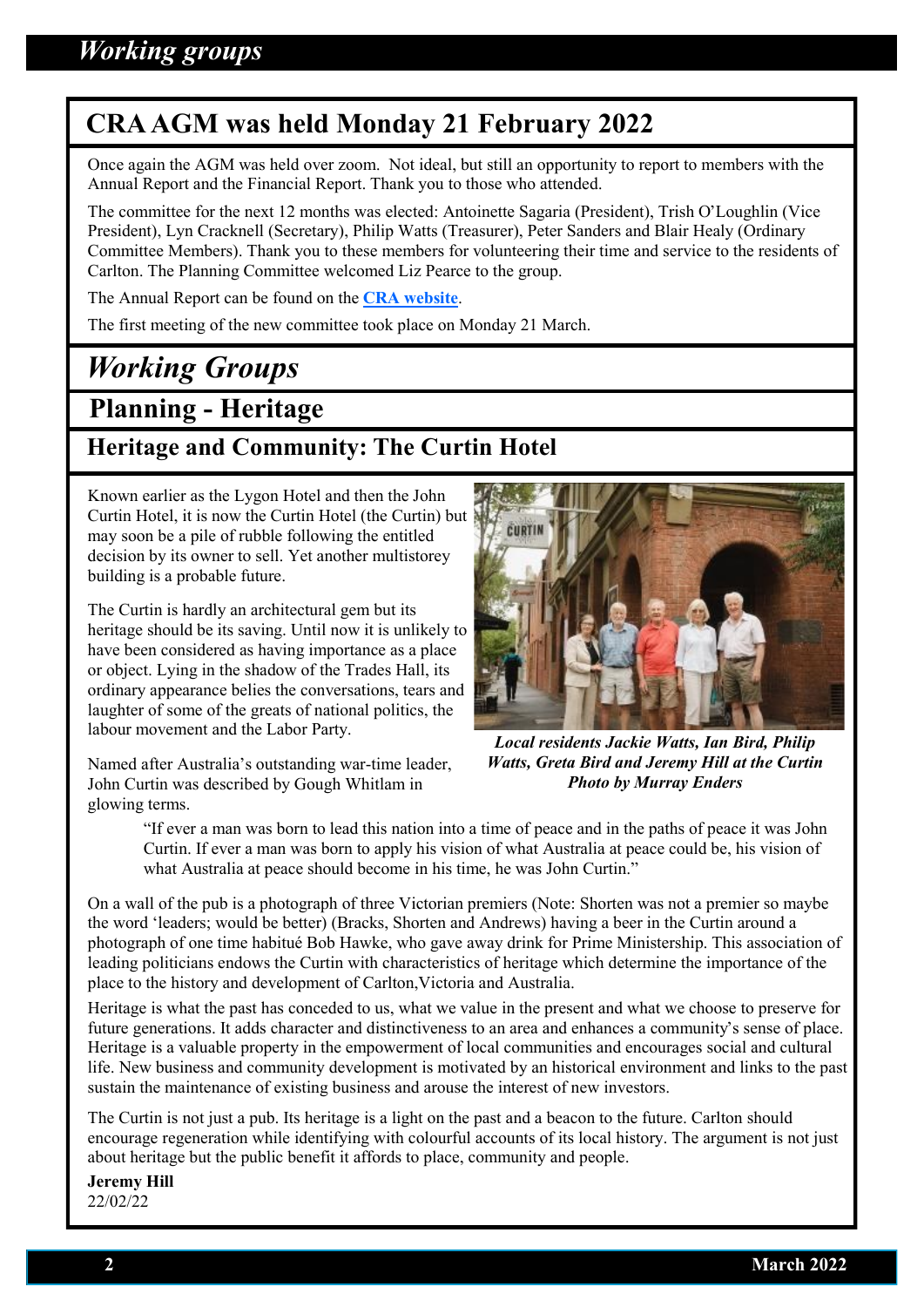# CRA AGM was held Monday 21 February 2022

Once again the AGM was held over zoom. Not ideal, but still an opportunity to report to members with the Annual Report and the Financial Report. Thank you to those who attended.

The committee for the next 12 months was elected: Antoinette Sagaria (President), Trish O'Loughlin (Vice President), Lyn Cracknell (Secretary), Philip Watts (Treasurer), Peter Sanders and Blair Healy (Ordinary Committee Members). Thank you to these members for volunteering their time and service to the residents of Carlton. The Planning Committee welcomed Liz Pearce to the group.

The Annual Report can be found on the **CRA website**.

The first meeting of the new committee took place on Monday 21 March.

# *Working Groups*

## Planning - Heritage

### Heritage and Community: The Curtin Hotel

Known earlier as the Lygon Hotel and then the John Curtin Hotel, it is now the Curtin Hotel (the Curtin) but may soon be a pile of rubble following the entitled decision by its owner to sell. Yet another multistorey building is a probable future.

The Curtin is hardly an architectural gem but its heritage should be its saving. Until now it is unlikely to have been considered as having importance as a place or object. Lying in the shadow of the Trades Hall, its ordinary appearance belies the conversations, tears and laughter of some of the greats of national politics, the labour movement and the Labor Party.

***Local residents Jackie Watts, Ian Bird, Philip Watts, Greta Bird and Jeremy Hill at the Curtin Photo by Murray Enders***

Named after Australia's outstanding war-time leader, John Curtin was described by Gough Whitlam in glowing terms.

> "If ever a man was born to lead this nation into a time of peace and in the paths of peace it was John Curtin. If ever a man was born to apply his vision of what Australia at peace could be, his vision of what Australia at peace should become in his time, he was John Curtin."

On a wall of the pub is a photograph of three Victorian premiers (Note: Shorten was not a premier so maybe the word 'leaders; would be better) (Bracks, Shorten and Andrews) having a beer in the Curtin around a photograph of one time habitué Bob Hawke, who gave away drink for Prime Ministership. This association of leading politicians endows the Curtin with characteristics of heritage which determine the importance of the place to the history and development of Carlton,Victoria and Australia.

Heritage is what the past has conceded to us, what we value in the present and what we choose to preserve for future generations. It adds character and distinctiveness to an area and enhances a community's sense of place. Heritage is a valuable property in the empowerment of local communities and encourages social and cultural life. New business and community development is motivated by an historical environment and links to the past sustain the maintenance of existing business and arouse the interest of new investors.

The Curtin is not just a pub. Its heritage is a light on the past and a beacon to the future. Carlton should encourage regeneration while identifying with colourful accounts of its local history. The argument is not just about heritage but the public benefit it affords to place, community and people.

**Jeremy Hill**
22/02/22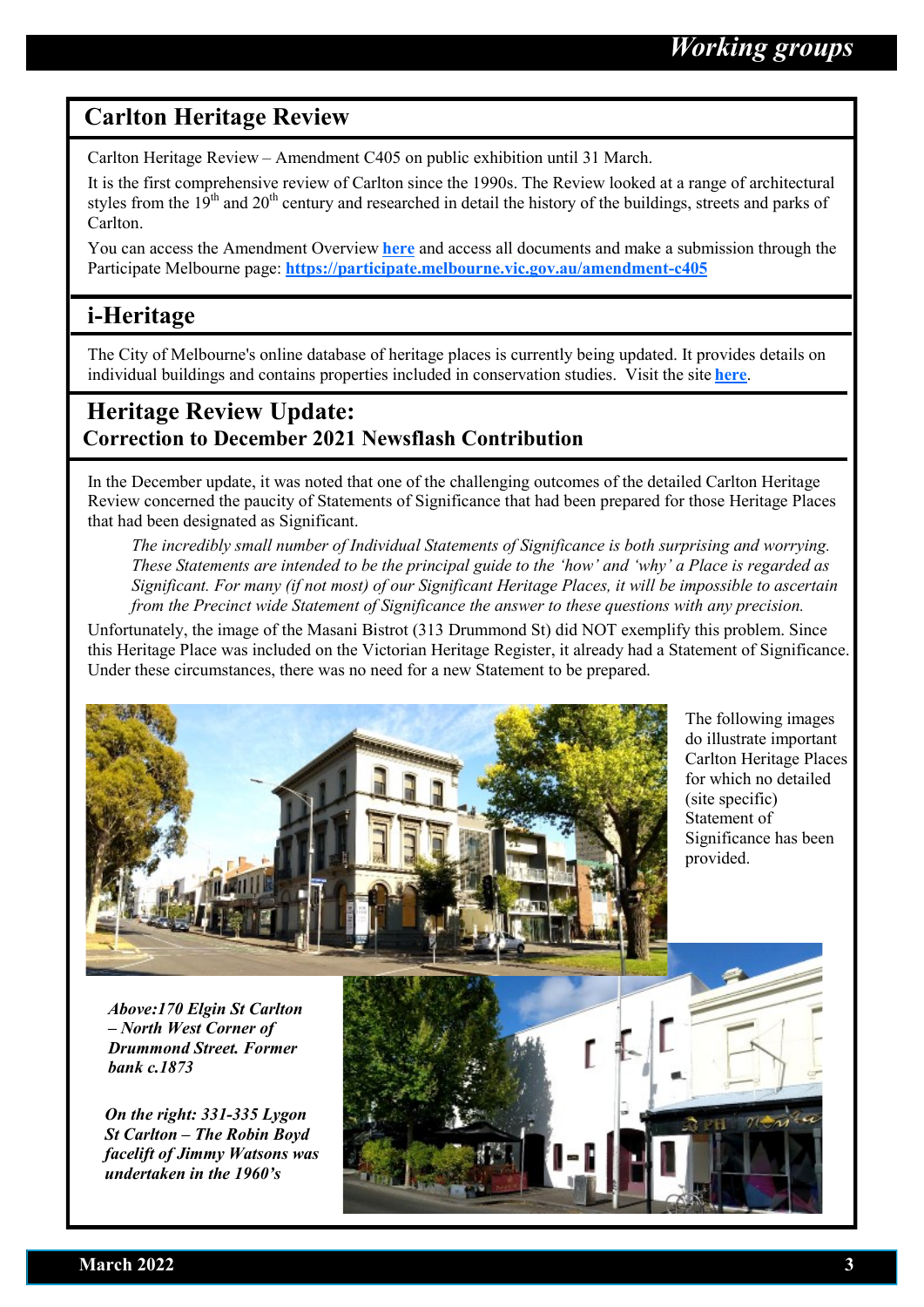# Working groups

## Carlton Heritage Review

Carlton Heritage Review – Amendment C405 on public exhibition until 31 March.

It is the first comprehensive review of Carlton since the 1990s. The Review looked at a range of architectural styles from the 19th and 20th century and researched in detail the history of the buildings, streets and parks of Carlton.

You can access the Amendment Overview **here** and access all documents and make a submission through the Participate Melbourne page: **https://participate.melbourne.vic.gov.au/amendment-c405**

## i-Heritage

The City of Melbourne's online database of heritage places is currently being updated. It provides details on individual buildings and contains properties included in conservation studies. Visit the site **here**.

## Heritage Review Update:

### Correction to December 2021 Newsflash Contribution

In the December update, it was noted that one of the challenging outcomes of the detailed Carlton Heritage Review concerned the paucity of Statements of Significance that had been prepared for those Heritage Places that had been designated as Significant.

> *The incredibly small number of Individual Statements of Significance is both surprising and worrying. These Statements are intended to be the principal guide to the 'how' and 'why' a Place is regarded as Significant. For many (if not most) of our Significant Heritage Places, it will be impossible to ascertain from the Precinct wide Statement of Significance the answer to these questions with any precision.*

Unfortunately, the image of the Masani Bistrot (313 Drummond St) did NOT exemplify this problem. Since this Heritage Place was included on the Victorian Heritage Register, it already had a Statement of Significance. Under these circumstances, there was no need for a new Statement to be prepared.

The following images do illustrate important Carlton Heritage Places for which no detailed (site specific) Statement of Significance has been provided.

***Above: 170 Elgin St Carlton – North West Corner of Drummond Street. Former bank c.1873***

***On the right: 331-335 Lygon St Carlton – The Robin Boyd facelift of Jimmy Watsons was undertaken in the 1960's***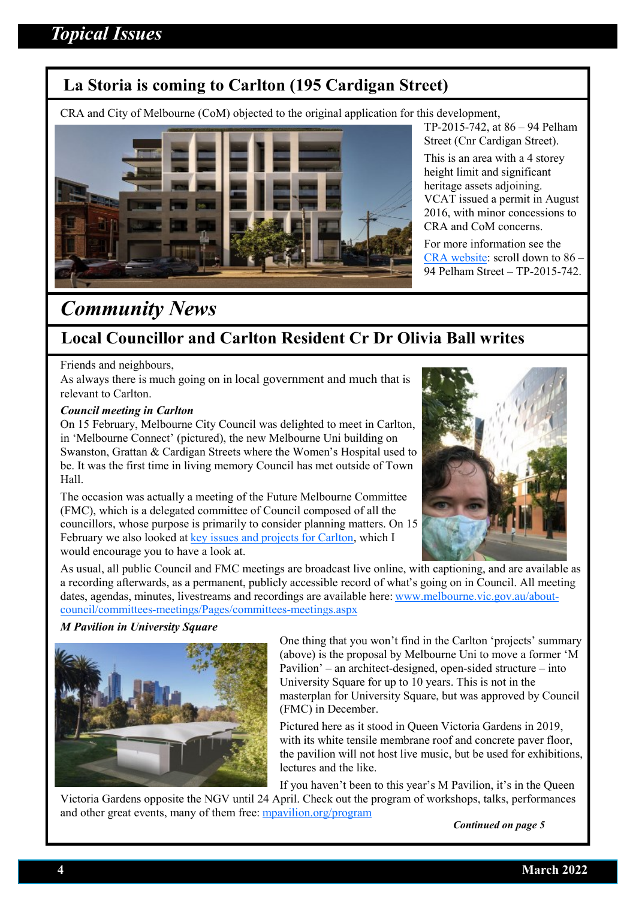# Topical Issues

## La Storia is coming to Carlton (195 Cardigan Street)

CRA and City of Melbourne (CoM) objected to the original application for this development, TP-2015-742, at 86 – 94 Pelham Street (Cnr Cardigan Street).

This is an area with a 4 storey height limit and significant heritage assets adjoining. VCAT issued a permit in August 2016, with minor concessions to CRA and CoM concerns.

For more information see the CRA website: scroll down to 86 – 94 Pelham Street – TP-2015-742.

# Community News

## Local Councillor and Carlton Resident Cr Dr Olivia Ball writes

Friends and neighbours,

As always there is much going on in local government and much that is relevant to Carlton.

***Council meeting in Carlton***

On 15 February, Melbourne City Council was delighted to meet in Carlton, in 'Melbourne Connect' (pictured), the new Melbourne Uni building on Swanston, Grattan & Cardigan Streets where the Women's Hospital used to be. It was the first time in living memory Council has met outside of Town Hall.

The occasion was actually a meeting of the Future Melbourne Committee (FMC), which is a delegated committee of Council composed of all the councillors, whose purpose is primarily to consider planning matters. On 15 February we also looked at key issues and projects for Carlton, which I would encourage you to have a look at.

As usual, all public Council and FMC meetings are broadcast live online, with captioning, and are available as a recording afterwards, as a permanent, publicly accessible record of what's going on in Council. All meeting dates, agendas, minutes, livestreams and recordings are available here: www.melbourne.vic.gov.au/about-council/committees-meetings/Pages/committees-meetings.aspx

***M Pavilion in University Square***

One thing that you won't find in the Carlton 'projects' summary (above) is the proposal by Melbourne Uni to move a former 'M Pavilion' – an architect-designed, open-sided structure – into University Square for up to 10 years. This is not in the masterplan for University Square, but was approved by Council (FMC) in December.

Pictured here as it stood in Queen Victoria Gardens in 2019, with its white tensile membrane roof and concrete paver floor, the pavilion will not host live music, but be used for exhibitions, lectures and the like.

If you haven't been to this year's M Pavilion, it's in the Queen Victoria Gardens opposite the NGV until 24 April. Check out the program of workshops, talks, performances and other great events, many of them free: mpavilion.org/program

***Continued on page 5***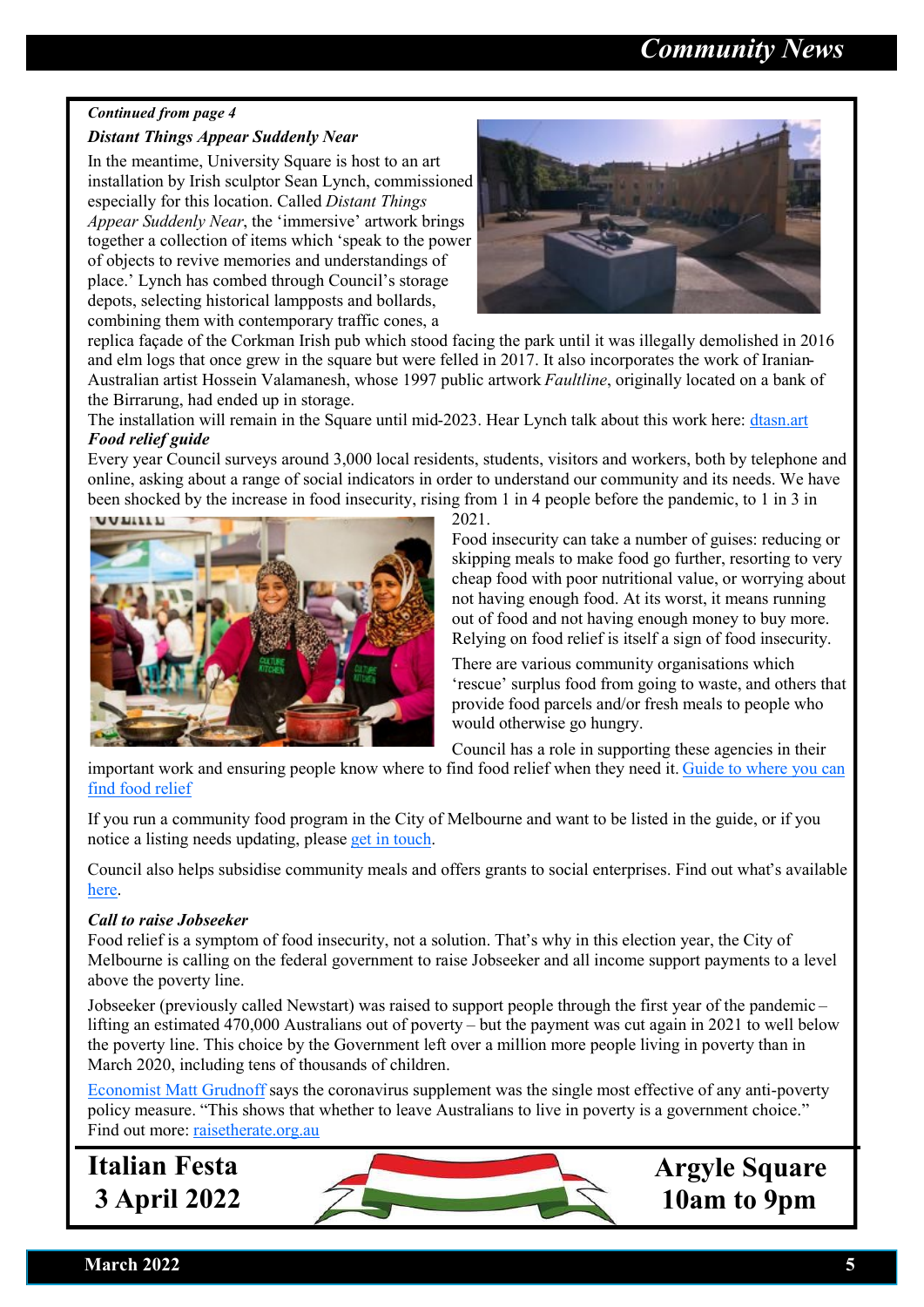*Continued from page 4*

### *Distant Things Appear Suddenly Near*

In the meantime, University Square is host to an art installation by Irish sculptor Sean Lynch, commissioned especially for this location. Called *Distant Things Appear Suddenly Near*, the 'immersive' artwork brings together a collection of items which 'speak to the power of objects to revive memories and understandings of place.' Lynch has combed through Council's storage depots, selecting historical lampposts and bollards, combining them with contemporary traffic cones, a replica façade of the Corkman Irish pub which stood facing the park until it was illegally demolished in 2016 and elm logs that once grew in the square but were felled in 2017. It also incorporates the work of Iranian-Australian artist Hossein Valamanesh, whose 1997 public artwork *Faultline*, originally located on a bank of the Birrarung, had ended up in storage.

The installation will remain in the Square until mid-2023. Hear Lynch talk about this work here: dtasn.art

### *Food relief guide*

Every year Council surveys around 3,000 local residents, students, visitors and workers, both by telephone and online, asking about a range of social indicators in order to understand our community and its needs. We have been shocked by the increase in food insecurity, rising from 1 in 4 people before the pandemic, to 1 in 3 in 2021.

Food insecurity can take a number of guises: reducing or skipping meals to make food go further, resorting to very cheap food with poor nutritional value, or worrying about not having enough food. At its worst, it means running out of food and not having enough money to buy more. Relying on food relief is itself a sign of food insecurity.

There are various community organisations which 'rescue' surplus food from going to waste, and others that provide food parcels and/or fresh meals to people who would otherwise go hungry.

Council has a role in supporting these agencies in their important work and ensuring people know where to find food relief when they need it. Guide to where you can find food relief

If you run a community food program in the City of Melbourne and want to be listed in the guide, or if you notice a listing needs updating, please get in touch.

Council also helps subsidise community meals and offers grants to social enterprises. Find out what's available here.

### *Call to raise Jobseeker*

Food relief is a symptom of food insecurity, not a solution. That's why in this election year, the City of Melbourne is calling on the federal government to raise Jobseeker and all income support payments to a level above the poverty line.

Jobseeker (previously called Newstart) was raised to support people through the first year of the pandemic – lifting an estimated 470,000 Australians out of poverty – but the payment was cut again in 2021 to well below the poverty line. This choice by the Government left over a million more people living in poverty than in March 2020, including tens of thousands of children.

Economist Matt Grudnoff says the coronavirus supplement was the single most effective of any anti-poverty policy measure. "This shows that whether to leave Australians to live in poverty is a government choice." Find out more: raisetherate.org.au

**Italian Festa**
**3 April 2022**

**Argyle Square**
**10am to 9pm**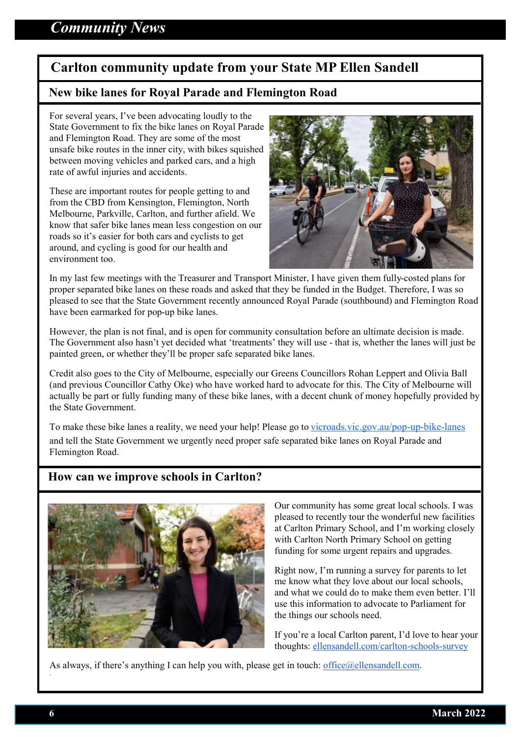# Community News

## Carlton community update from your State MP Ellen Sandell

### New bike lanes for Royal Parade and Flemington Road

For several years, I've been advocating loudly to the State Government to fix the bike lanes on Royal Parade and Flemington Road. They are some of the most unsafe bike routes in the inner city, with bikes squished between moving vehicles and parked cars, and a high rate of awful injuries and accidents.

These are important routes for people getting to and from the CBD from Kensington, Flemington, North Melbourne, Parkville, Carlton, and further afield. We know that safer bike lanes mean less congestion on our roads so it's easier for both cars and cyclists to get around, and cycling is good for our health and environment too.

In my last few meetings with the Treasurer and Transport Minister, I have given them fully-costed plans for proper separated bike lanes on these roads and asked that they be funded in the Budget. Therefore, I was so pleased to see that the State Government recently announced Royal Parade (southbound) and Flemington Road have been earmarked for pop-up bike lanes.

However, the plan is not final, and is open for community consultation before an ultimate decision is made. The Government also hasn't yet decided what 'treatments' they will use - that is, whether the lanes will just be painted green, or whether they'll be proper safe separated bike lanes.

Credit also goes to the City of Melbourne, especially our Greens Councillors Rohan Leppert and Olivia Ball (and previous Councillor Cathy Oke) who have worked hard to advocate for this. The City of Melbourne will actually be part or fully funding many of these bike lanes, with a decent chunk of money hopefully provided by the State Government.

To make these bike lanes a reality, we need your help! Please go to vicroads.vic.gov.au/pop-up-bike-lanes and tell the State Government we urgently need proper safe separated bike lanes on Royal Parade and Flemington Road.

### How can we improve schools in Carlton?

Our community has some great local schools. I was pleased to recently tour the wonderful new facilities at Carlton Primary School, and I'm working closely with Carlton North Primary School on getting funding for some urgent repairs and upgrades.

Right now, I'm running a survey for parents to let me know what they love about our local schools, and what we could do to make them even better. I'll use this information to advocate to Parliament for the things our schools need.

If you're a local Carlton parent, I'd love to hear your thoughts: ellensandell.com/carlton-schools-survey

As always, if there's anything I can help you with, please get in touch: office@ellensandell.com.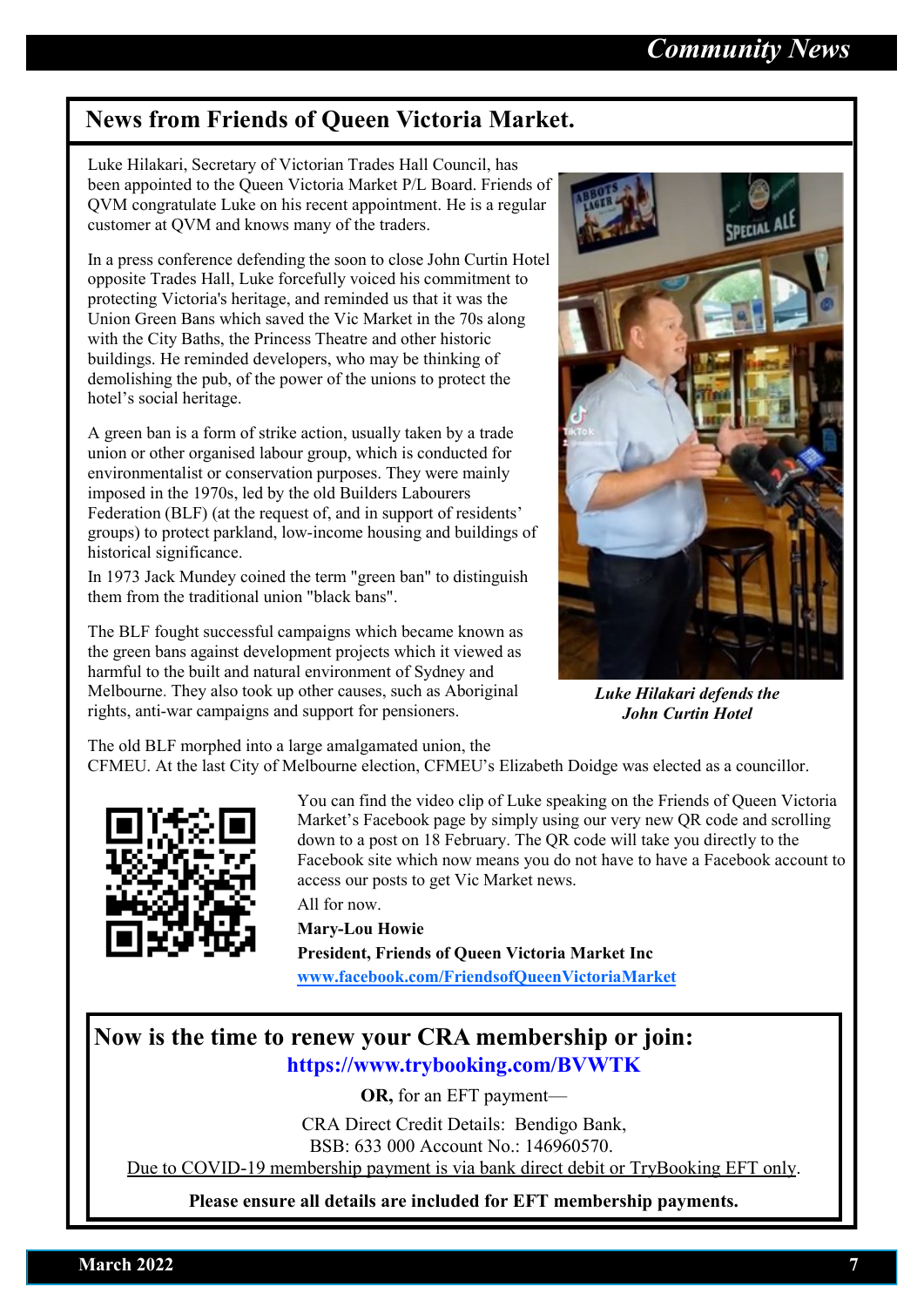## News from Friends of Queen Victoria Market.

Luke Hilakari, Secretary of Victorian Trades Hall Council, has been appointed to the Queen Victoria Market P/L Board. Friends of QVM congratulate Luke on his recent appointment. He is a regular customer at QVM and knows many of the traders.

In a press conference defending the soon to close John Curtin Hotel opposite Trades Hall, Luke forcefully voiced his commitment to protecting Victoria's heritage, and reminded us that it was the Union Green Bans which saved the Vic Market in the 70s along with the City Baths, the Princess Theatre and other historic buildings. He reminded developers, who may be thinking of demolishing the pub, of the power of the unions to protect the hotel's social heritage.

A green ban is a form of strike action, usually taken by a trade union or other organised labour group, which is conducted for environmentalist or conservation purposes. They were mainly imposed in the 1970s, led by the old Builders Labourers Federation (BLF) (at the request of, and in support of residents' groups) to protect parkland, low-income housing and buildings of historical significance.

In 1973 Jack Mundey coined the term "green ban" to distinguish them from the traditional union "black bans".

The BLF fought successful campaigns which became known as the green bans against development projects which it viewed as harmful to the built and natural environment of Sydney and Melbourne. They also took up other causes, such as Aboriginal rights, anti-war campaigns and support for pensioners.

***Luke Hilakari defends the John Curtin Hotel***

The old BLF morphed into a large amalgamated union, the CFMEU. At the last City of Melbourne election, CFMEU's Elizabeth Doidge was elected as a councillor.

You can find the video clip of Luke speaking on the Friends of Queen Victoria Market's Facebook page by simply using our very new QR code and scrolling down to a post on 18 February. The QR code will take you directly to the Facebook site which now means you do not have to have a Facebook account to access our posts to get Vic Market news.

All for now.

**Mary-Lou Howie**

**President, Friends of Queen Victoria Market Inc**

**www.facebook.com/FriendsofQueenVictoriaMarket**

## Now is the time to renew your CRA membership or join:

**https://www.trybooking.com/BVWTK**

**OR,** for an EFT payment—

CRA Direct Credit Details: Bendigo Bank,
BSB: 633 000 Account No.: 146960570.

Due to COVID-19 membership payment is via bank direct debit or TryBooking EFT only.

**Please ensure all details are included for EFT membership payments.**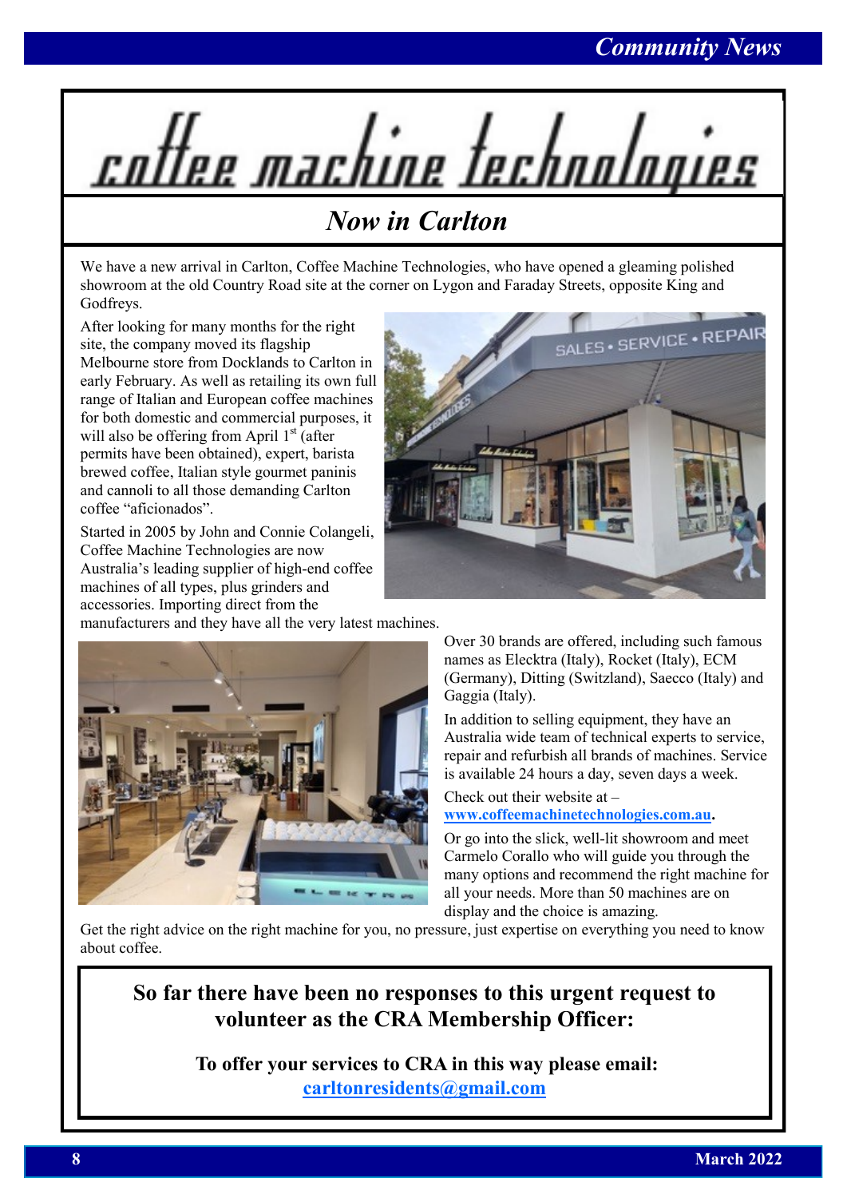# coffee machine technologies

## *Now in Carlton*

We have a new arrival in Carlton, Coffee Machine Technologies, who have opened a gleaming polished showroom at the old Country Road site at the corner on Lygon and Faraday Streets, opposite King and Godfreys.

After looking for many months for the right site, the company moved its flagship Melbourne store from Docklands to Carlton in early February. As well as retailing its own full range of Italian and European coffee machines for both domestic and commercial purposes, it will also be offering from April 1st (after permits have been obtained), expert, barista brewed coffee, Italian style gourmet paninis and cannoli to all those demanding Carlton coffee "aficionados".

Started in 2005 by John and Connie Colangeli, Coffee Machine Technologies are now Australia's leading supplier of high-end coffee machines of all types, plus grinders and accessories. Importing direct from the manufacturers and they have all the very latest machines.

Over 30 brands are offered, including such famous names as Elecktra (Italy), Rocket (Italy), ECM (Germany), Ditting (Switzland), Saecco (Italy) and Gaggia (Italy).

In addition to selling equipment, they have an Australia wide team of technical experts to service, repair and refurbish all brands of machines. Service is available 24 hours a day, seven days a week.

Check out their website at – **www.coffeemachinetechnologies.com.au**.

Or go into the slick, well-lit showroom and meet Carmelo Corallo who will guide you through the many options and recommend the right machine for all your needs. More than 50 machines are on display and the choice is amazing.

Get the right advice on the right machine for you, no pressure, just expertise on everything you need to know about coffee.

**So far there have been no responses to this urgent request to volunteer as the CRA Membership Officer:**

**To offer your services to CRA in this way please email: carltonresidents@gmail.com**